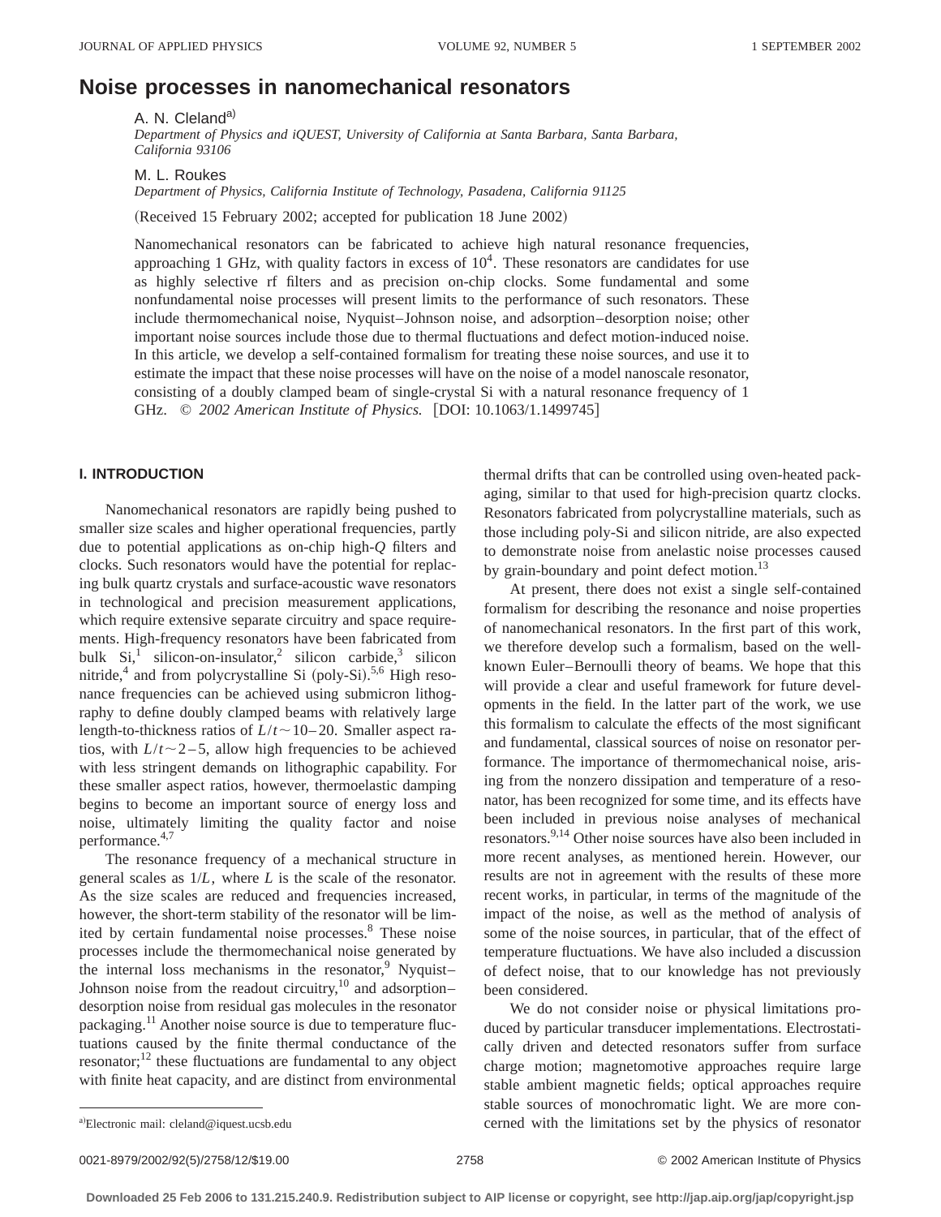# Noise processes in nanomechanical resonators

A. N. Cleland[a]
*Department of Physics and iQUEST, University of California at Santa Barbara, Santa Barbara, California 93106*

M. L. Roukes
*Department of Physics, California Institute of Technology, Pasadena, California 91125*

(Received 15 February 2002; accepted for publication 18 June 2002)

Nanomechanical resonators can be fabricated to achieve high natural resonance frequencies, approaching 1 GHz, with quality factors in excess of $10^4$. These resonators are candidates for use as highly selective rf filters and as precision on-chip clocks. Some fundamental and some nonfundamental noise processes will present limits to the performance of such resonators. These include thermomechanical noise, Nyquist–Johnson noise, and adsorption–desorption noise; other important noise sources include those due to thermal fluctuations and defect motion-induced noise. In this article, we develop a self-contained formalism for treating these noise sources, and use it to estimate the impact that these noise processes will have on the noise of a model nanoscale resonator, consisting of a doubly clamped beam of single-crystal Si with a natural resonance frequency of 1 GHz. © *2002 American Institute of Physics.* [DOI: 10.1063/1.1499745]

## I. INTRODUCTION

Nanomechanical resonators are rapidly being pushed to smaller size scales and higher operational frequencies, partly due to potential applications as on-chip high-$Q$ filters and clocks. Such resonators would have the potential for replacing bulk quartz crystals and surface-acoustic wave resonators in technological and precision measurement applications, which require extensive separate circuitry and space requirements. High-frequency resonators have been fabricated from bulk Si,[1] silicon-on-insulator,[2] silicon carbide,[3] silicon nitride,[4] and from polycrystalline Si (poly-Si).[5,6] High resonance frequencies can be achieved using submicron lithography to define doubly clamped beams with relatively large length-to-thickness ratios of $L/t \sim 10$–$20$. Smaller aspect ratios, with $L/t \sim 2$–$5$, allow high frequencies to be achieved with less stringent demands on lithographic capability. For these smaller aspect ratios, however, thermoelastic damping begins to become an important source of energy loss and noise, ultimately limiting the quality factor and noise performance.[4,7]

The resonance frequency of a mechanical structure in general scales as $1/L$, where $L$ is the scale of the resonator. As the size scales are reduced and frequencies increased, however, the short-term stability of the resonator will be limited by certain fundamental noise processes.[8] These noise processes include the thermomechanical noise generated by the internal loss mechanisms in the resonator,[9] Nyquist–Johnson noise from the readout circuitry,[10] and adsorption–desorption noise from residual gas molecules in the resonator packaging.[11] Another noise source is due to temperature fluctuations caused by the finite thermal conductance of the resonator;[12] these fluctuations are fundamental to any object with finite heat capacity, and are distinct from environmental thermal drifts that can be controlled using oven-heated packaging, similar to that used for high-precision quartz clocks. Resonators fabricated from polycrystalline materials, such as those including poly-Si and silicon nitride, are also expected to demonstrate noise from anelastic noise processes caused by grain-boundary and point defect motion.[13]

At present, there does not exist a single self-contained formalism for describing the resonance and noise properties of nanomechanical resonators. In the first part of this work, we therefore develop such a formalism, based on the well-known Euler–Bernoulli theory of beams. We hope that this will provide a clear and useful framework for future developments in the field. In the latter part of the work, we use this formalism to calculate the effects of the most significant and fundamental, classical sources of noise on resonator performance. The importance of thermomechanical noise, arising from the nonzero dissipation and temperature of a resonator, has been recognized for some time, and its effects have been included in previous noise analyses of mechanical resonators.[9,14] Other noise sources have also been included in more recent analyses, as mentioned herein. However, our results are not in agreement with the results of these more recent works, in particular, in terms of the magnitude of the impact of the noise, as well as the method of analysis of some of the noise sources, in particular, that of the effect of temperature fluctuations. We have also included a discussion of defect noise, that to our knowledge has not previously been considered.

We do not consider noise or physical limitations produced by particular transducer implementations. Electrostatically driven and detected resonators suffer from surface charge motion; magnetomotive approaches require large stable ambient magnetic fields; optical approaches require stable sources of monochromatic light. We are more concerned with the limitations set by the physics of resonator

[a]Electronic mail: cleland@iquest.ucsb.edu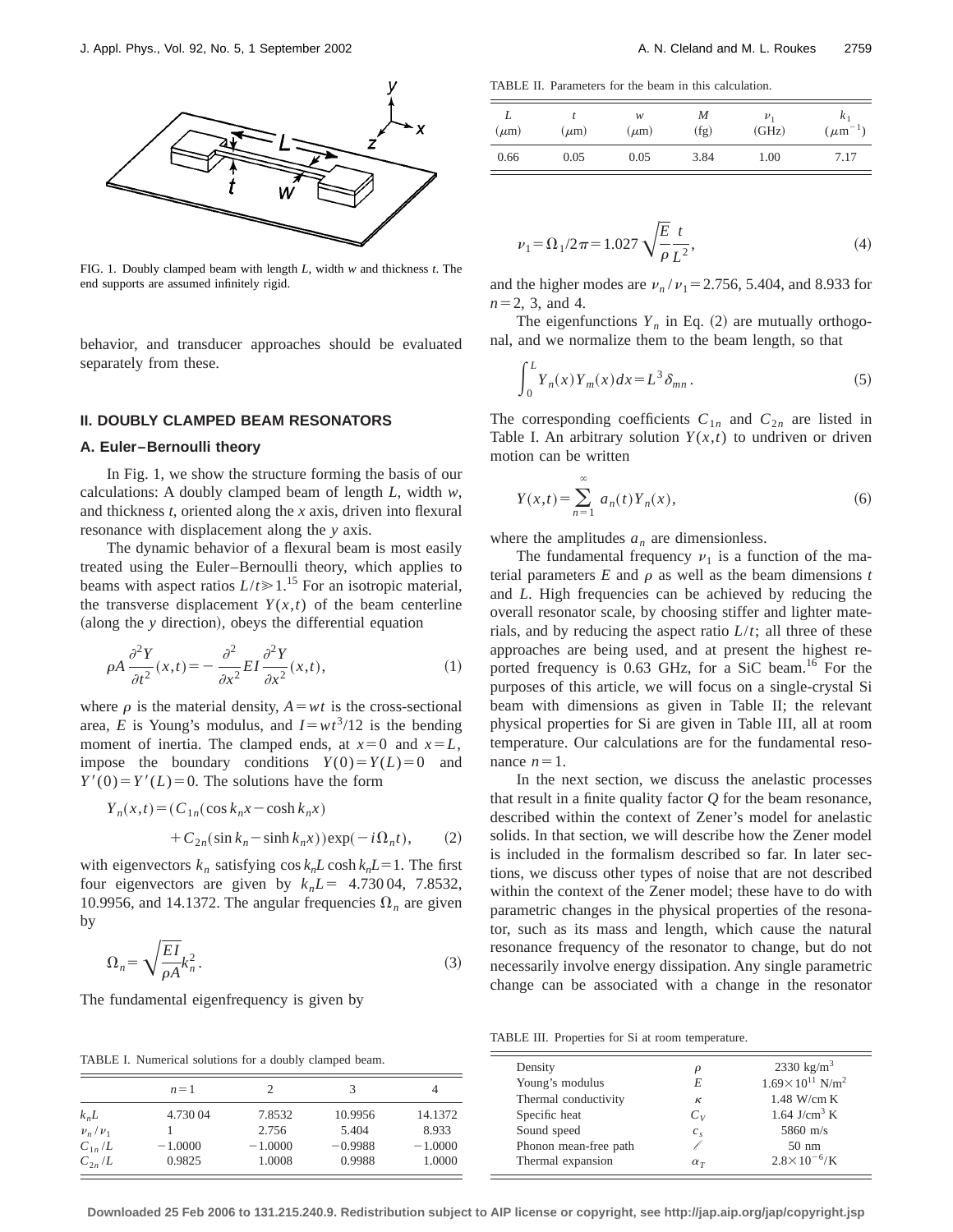FIG. 1. Doubly clamped beam with length $L$, width $w$ and thickness $t$. The end supports are assumed infinitely rigid.

behavior, and transducer approaches should be evaluated separately from these.

## II. DOUBLY CLAMPED BEAM RESONATORS

### A. Euler–Bernoulli theory

In Fig. 1, we show the structure forming the basis of our calculations: A doubly clamped beam of length $L$, width $w$, and thickness $t$, oriented along the $x$ axis, driven into flexural resonance with displacement along the $y$ axis.

The dynamic behavior of a flexural beam is most easily treated using the Euler–Bernoulli theory, which applies to beams with aspect ratios $L/t \gg 1$.[15] For an isotropic material, the transverse displacement $Y(x,t)$ of the beam centerline (along the $y$ direction), obeys the differential equation

$$\rho A \frac{\partial^2 Y}{\partial t^2}(x,t) = -\frac{\partial^2}{\partial x^2} EI \frac{\partial^2 Y}{\partial x^2}(x,t), \tag{1}$$

where $\rho$ is the material density, $A = wt$ is the cross-sectional area, $E$ is Young's modulus, and $I = wt^3/12$ is the bending moment of inertia. The clamped ends, at $x=0$ and $x=L$, impose the boundary conditions $Y(0)=Y(L)=0$ and $Y'(0)=Y'(L)=0$. The solutions have the form

$$Y_n(x,t) = (C_{1n}(\cos k_n x - \cosh k_n x) + C_{2n}(\sin k_n - \sinh k_n x))\exp(-i\Omega_n t), \tag{2}$$

with eigenvectors $k_n$ satisfying $\cos k_n L \cosh k_n L = 1$. The first four eigenvectors are given by $k_n L =$ 4.730 04, 7.8532, 10.9956, and 14.1372. The angular frequencies $\Omega_n$ are given by

$$\Omega_n = \sqrt{\frac{EI}{\rho A}} k_n^2. \tag{3}$$

The fundamental eigenfrequency is given by

$$\nu_1 = \Omega_1/2\pi = 1.027 \sqrt{\frac{E}{\rho}} \frac{t}{L^2}, \tag{4}$$

and the higher modes are $\nu_n/\nu_1 = 2.756$, 5.404, and 8.933 for $n=2$, 3, and 4.

The eigenfunctions $Y_n$ in Eq. (2) are mutually orthogonal, and we normalize them to the beam length, so that

$$\int_0^L Y_n(x) Y_m(x)\, dx = L^3 \delta_{mn}. \tag{5}$$

The corresponding coefficients $C_{1n}$ and $C_{2n}$ are listed in Table I. An arbitrary solution $Y(x,t)$ to undriven or driven motion can be written

$$Y(x,t) = \sum_{n=1}^{\infty} a_n(t) Y_n(x), \tag{6}$$

where the amplitudes $a_n$ are dimensionless.

The fundamental frequency $\nu_1$ is a function of the material parameters $E$ and $\rho$ as well as the beam dimensions $t$ and $L$. High frequencies can be achieved by reducing the overall resonator scale, by choosing stiffer and lighter materials, and by reducing the aspect ratio $L/t$; all three of these approaches are being used, and at present the highest reported frequency is 0.63 GHz, for a SiC beam.[16] For the purposes of this article, we will focus on a single-crystal Si beam with dimensions as given in Table II; the relevant physical properties for Si are given in Table III, all at room temperature. Our calculations are for the fundamental resonance $n=1$.

In the next section, we discuss the anelastic processes that result in a finite quality factor $Q$ for the beam resonance, described within the context of Zener's model for anelastic solids. In that section, we will describe how the Zener model is included in the formalism described so far. In later sections, we discuss other types of noise that are not described within the context of the Zener model; these have to do with parametric changes in the physical properties of the resonator, such as its mass and length, which cause the natural resonance frequency of the resonator to change, but do not necessarily involve energy dissipation. Any single parametric change can be associated with a change in the resonator

TABLE I. Numerical solutions for a doubly clamped beam.

| | $n=1$ | 2 | 3 | 4 |
|---|---|---|---|---|
| $k_n L$ | 4.730 04 | 7.8532 | 10.9956 | 14.1372 |
| $\nu_n/\nu_1$ | 1 | 2.756 | 5.404 | 8.933 |
| $C_{1n}/L$ | −1.0000 | −1.0000 | −0.9988 | −1.0000 |
| $C_{2n}/L$ | 0.9825 | 1.0008 | 0.9988 | 1.0000 |

TABLE II. Parameters for the beam in this calculation.

| $L$ ($\mu$m) | $t$ ($\mu$m) | $w$ ($\mu$m) | $M$ (fg) | $\nu_1$ (GHz) | $k_1$ ($\mu$m$^{-1}$) |
|---|---|---|---|---|---|
| 0.66 | 0.05 | 0.05 | 3.84 | 1.00 | 7.17 |

TABLE III. Properties for Si at room temperature.

| | | |
|---|---|---|
| Density | $\rho$ | 2330 kg/m$^3$ |
| Young's modulus | $E$ | $1.69\times10^{11}$ N/m$^2$ |
| Thermal conductivity | $\kappa$ | 1.48 W/cm K |
| Specific heat | $C_V$ | 1.64 J/cm$^3$ K |
| Sound speed | $c_s$ | 5860 m/s |
| Phonon mean-free path | $\ell$ | 50 nm |
| Thermal expansion | $\alpha_T$ | $2.8\times10^{-6}$/K |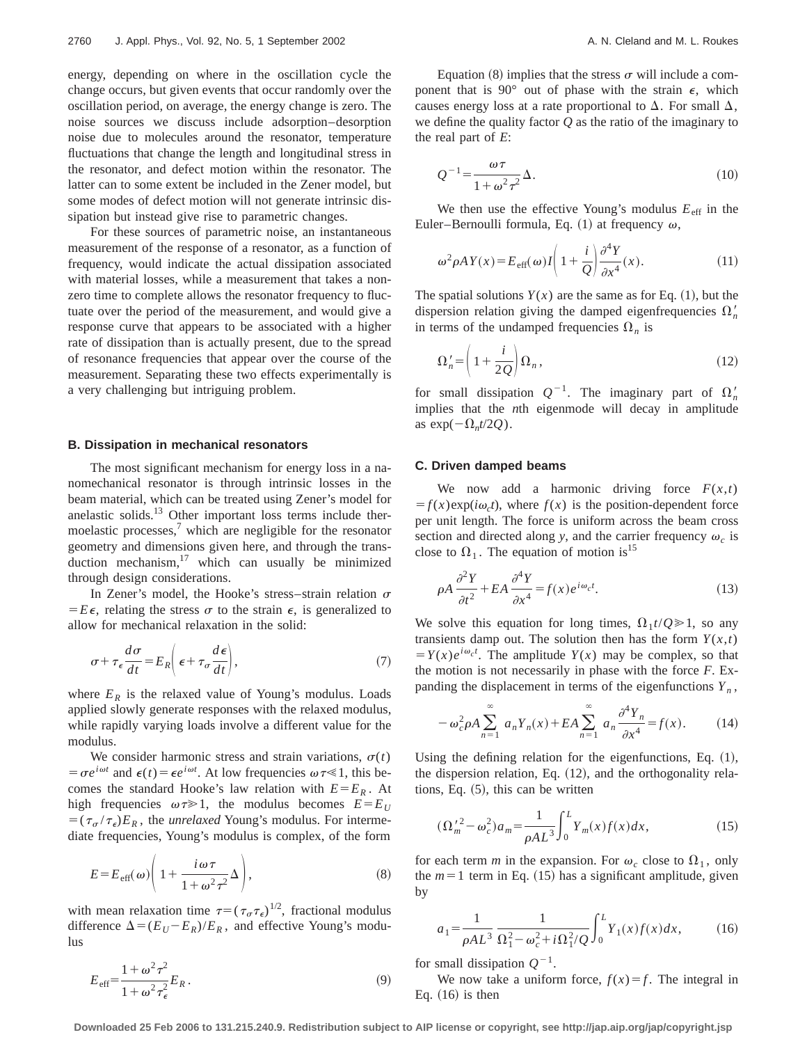energy, depending on where in the oscillation cycle the change occurs, but given events that occur randomly over the oscillation period, on average, the energy change is zero. The noise sources we discuss include adsorption–desorption noise due to molecules around the resonator, temperature fluctuations that change the length and longitudinal stress in the resonator, and defect motion within the resonator. The latter can to some extent be included in the Zener model, but some modes of defect motion will not generate intrinsic dissipation but instead give rise to parametric changes.

For these sources of parametric noise, an instantaneous measurement of the response of a resonator, as a function of frequency, would indicate the actual dissipation associated with material losses, while a measurement that takes a nonzero time to complete allows the resonator frequency to fluctuate over the period of the measurement, and would give a response curve that appears to be associated with a higher rate of dissipation than is actually present, due to the spread of resonance frequencies that appear over the course of the measurement. Separating these two effects experimentally is a very challenging but intriguing problem.

### B. Dissipation in mechanical resonators

The most significant mechanism for energy loss in a nanomechanical resonator is through intrinsic losses in the beam material, which can be treated using Zener's model for anelastic solids.[13] Other important loss terms include thermoelastic processes,[7] which are negligible for the resonator geometry and dimensions given here, and through the transduction mechanism,[17] which can usually be minimized through design considerations.

In Zener's model, the Hooke's stress–strain relation $\sigma = E\epsilon$, relating the stress $\sigma$ to the strain $\epsilon$, is generalized to allow for mechanical relaxation in the solid:

$$\sigma + \tau_\epsilon \frac{d\sigma}{dt} = E_R\left(\epsilon + \tau_\sigma \frac{d\epsilon}{dt}\right), \tag{7}$$

where $E_R$ is the relaxed value of Young's modulus. Loads applied slowly generate responses with the relaxed modulus, while rapidly varying loads involve a different value for the modulus.

We consider harmonic stress and strain variations, $\sigma(t) = \sigma e^{i\omega t}$ and $\epsilon(t) = \epsilon e^{i\omega t}$. At low frequencies $\omega\tau \ll 1$, this becomes the standard Hooke's law relation with $E = E_R$. At high frequencies $\omega\tau \gg 1$, the modulus becomes $E = E_U = (\tau_\sigma/\tau_\epsilon)E_R$, the *unrelaxed* Young's modulus. For intermediate frequencies, Young's modulus is complex, of the form

$$E = E_{\mathrm{eff}}(\omega)\left(1 + \frac{i\omega\tau}{1+\omega^2\tau^2}\Delta\right), \tag{8}$$

with mean relaxation time $\tau = (\tau_\sigma \tau_\epsilon)^{1/2}$, fractional modulus difference $\Delta = (E_U - E_R)/E_R$, and effective Young's modulus

$$E_{\mathrm{eff}} = \frac{1+\omega^2\tau^2}{1+\omega^2\tau_\epsilon^2}E_R. \tag{9}$$

Equation (8) implies that the stress $\sigma$ will include a component that is 90° out of phase with the strain $\epsilon$, which causes energy loss at a rate proportional to $\Delta$. For small $\Delta$, we define the quality factor $Q$ as the ratio of the imaginary to the real part of $E$:

$$Q^{-1} = \frac{\omega\tau}{1+\omega^2\tau^2}\Delta. \tag{10}$$

We then use the effective Young's modulus $E_{\mathrm{eff}}$ in the Euler–Bernoulli formula, Eq. (1) at frequency $\omega$,

$$\omega^2 \rho A Y(x) = E_{\mathrm{eff}}(\omega) I\left(1 + \frac{i}{Q}\right)\frac{\partial^4 Y}{\partial x^4}(x). \tag{11}$$

The spatial solutions $Y(x)$ are the same as for Eq. (1), but the dispersion relation giving the damped eigenfrequencies $\Omega_n'$ in terms of the undamped frequencies $\Omega_n$ is

$$\Omega_n' = \left(1 + \frac{i}{2Q}\right)\Omega_n, \tag{12}$$

for small dissipation $Q^{-1}$. The imaginary part of $\Omega_n'$ implies that the $n$th eigenmode will decay in amplitude as $\exp(-\Omega_n t/2Q)$.

### C. Driven damped beams

We now add a harmonic driving force $F(x,t) = f(x)\exp(i\omega_c t)$, where $f(x)$ is the position-dependent force per unit length. The force is uniform across the beam cross section and directed along $y$, and the carrier frequency $\omega_c$ is close to $\Omega_1$. The equation of motion is[15]

$$\rho A \frac{\partial^2 Y}{\partial t^2} + EA\frac{\partial^4 Y}{\partial x^4} = f(x)e^{i\omega_c t}. \tag{13}$$

We solve this equation for long times, $\Omega_1 t/Q \gg 1$, so any transients damp out. The solution then has the form $Y(x,t) = Y(x)e^{i\omega_c t}$. The amplitude $Y(x)$ may be complex, so that the motion is not necessarily in phase with the force $F$. Expanding the displacement in terms of the eigenfunctions $Y_n$,

$$-\omega_c^2 \rho A \sum_{n=1}^{\infty} a_n Y_n(x) + EA\sum_{n=1}^{\infty} a_n \frac{\partial^4 Y_n}{\partial x^4} = f(x). \tag{14}$$

Using the defining relation for the eigenfunctions, Eq. (1), the dispersion relation, Eq. (12), and the orthogonality relations, Eq. (5), this can be written

$$(\Omega_m'^2 - \omega_c^2)a_m = \frac{1}{\rho A L^3}\int_0^L Y_m(x)f(x)dx, \tag{15}$$

for each term $m$ in the expansion. For $\omega_c$ close to $\Omega_1$, only the $m=1$ term in Eq. (15) has a significant amplitude, given by

$$a_1 = \frac{1}{\rho A L^3}\,\frac{1}{\Omega_1^2 - \omega_c^2 + i\Omega_1^2/Q}\int_0^L Y_1(x)f(x)dx, \tag{16}$$

for small dissipation $Q^{-1}$.

We now take a uniform force, $f(x) = f$. The integral in Eq. (16) is then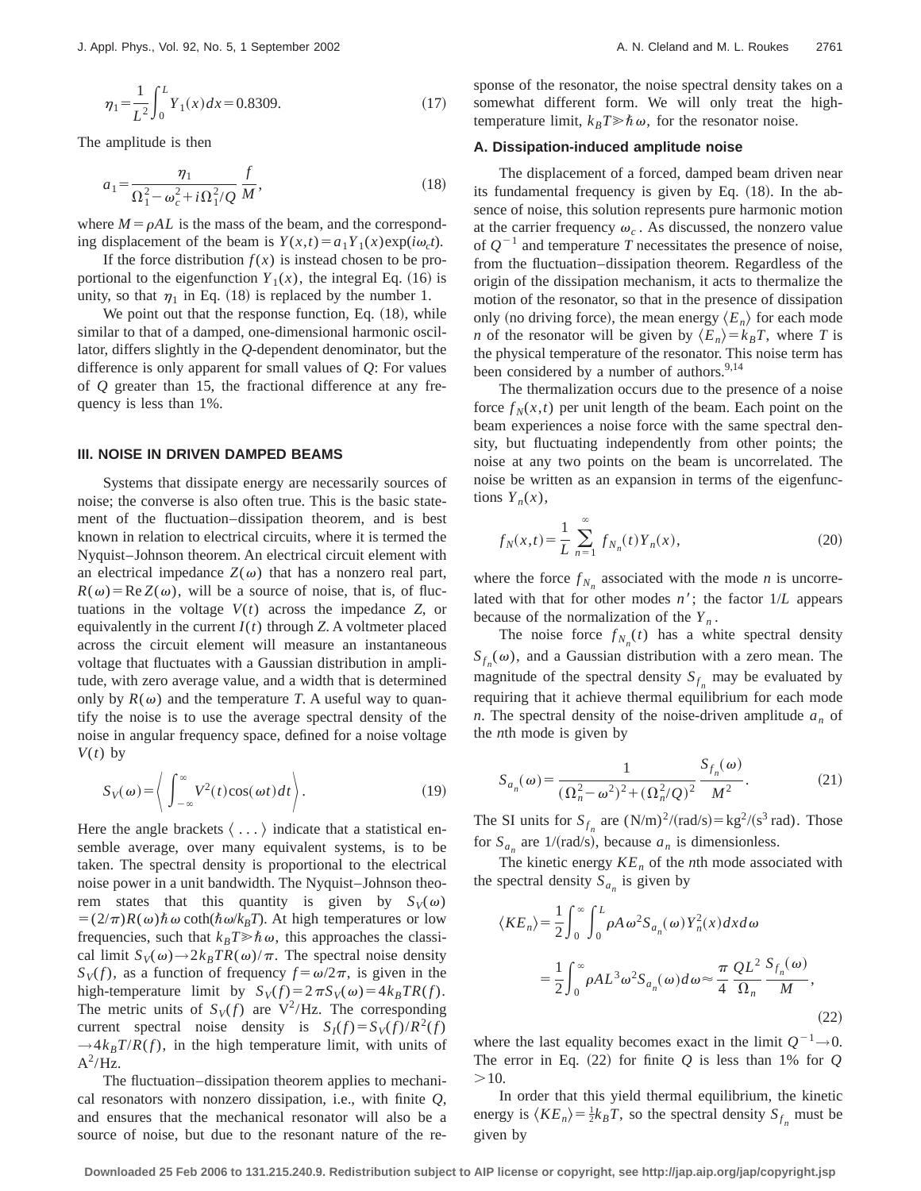$$\eta_1 = \frac{1}{L^2}\int_0^L Y_1(x)\,dx = 0.8309. \tag{17}$$

The amplitude is then

$$a_1 = \frac{\eta_1}{\Omega_1^2 - \omega_c^2 + i\Omega_1^2/Q}\,\frac{f}{M}, \tag{18}$$

where $M=\rho AL$ is the mass of the beam, and the corresponding displacement of the beam is $Y(x,t)=a_1 Y_1(x)\exp(i\omega_c t)$.

If the force distribution $f(x)$ is instead chosen to be proportional to the eigenfunction $Y_1(x)$, the integral Eq. (16) is unity, so that $\eta_1$ in Eq. (18) is replaced by the number 1.

We point out that the response function, Eq. (18), while similar to that of a damped, one-dimensional harmonic oscillator, differs slightly in the $Q$-dependent denominator, but the difference is only apparent for small values of $Q$: For values of $Q$ greater than 15, the fractional difference at any frequency is less than 1%.

### III. NOISE IN DRIVEN DAMPED BEAMS

Systems that dissipate energy are necessarily sources of noise; the converse is also often true. This is the basic statement of the fluctuation–dissipation theorem, and is best known in relation to electrical circuits, where it is termed the Nyquist–Johnson theorem. An electrical circuit element with an electrical impedance $Z(\omega)$ that has a nonzero real part, $R(\omega)=\mathrm{Re}\,Z(\omega)$, will be a source of noise, that is, of fluctuations in the voltage $V(t)$ across the impedance $Z$, or equivalently in the current $I(t)$ through $Z$. A voltmeter placed across the circuit element will measure an instantaneous voltage that fluctuates with a Gaussian distribution in amplitude, with zero average value, and a width that is determined only by $R(\omega)$ and the temperature $T$. A useful way to quantify the noise is to use the average spectral density of the noise in angular frequency space, defined for a noise voltage $V(t)$ by

$$S_V(\omega) = \left\langle \int_{-\infty}^{\infty} V^2(t)\cos(\omega t)\,dt \right\rangle. \tag{19}$$

Here the angle brackets $\langle \ldots \rangle$ indicate that a statistical ensemble average, over many equivalent systems, is to be taken. The spectral density is proportional to the electrical noise power in a unit bandwidth. The Nyquist–Johnson theorem states that this quantity is given by $S_V(\omega) = (2/\pi)R(\omega)\hbar\omega\coth(\hbar\omega/k_BT)$. At high temperatures or low frequencies, such that $k_BT \gg \hbar\omega$, this approaches the classical limit $S_V(\omega)\to 2k_BTR(\omega)/\pi$. The spectral noise density $S_V(f)$, as a function of frequency $f=\omega/2\pi$, is given in the high-temperature limit by $S_V(f)=2\pi S_V(\omega)=4k_BTR(f)$. The metric units of $S_V(f)$ are $\mathrm{V^2/Hz}$. The corresponding current spectral noise density is $S_I(f)=S_V(f)/R^2(f) \to 4k_BT/R(f)$, in the high temperature limit, with units of $\mathrm{A^2/Hz}$.

The fluctuation–dissipation theorem applies to mechanical resonators with nonzero dissipation, i.e., with finite $Q$, and ensures that the mechanical resonator will also be a source of noise, but due to the resonant nature of the response of the resonator, the noise spectral density takes on a somewhat different form. We will only treat the high-temperature limit, $k_BT \gg \hbar\omega$, for the resonator noise.

#### A. Dissipation-induced amplitude noise

The displacement of a forced, damped beam driven near its fundamental frequency is given by Eq. (18). In the absence of noise, this solution represents pure harmonic motion at the carrier frequency $\omega_c$. As discussed, the nonzero value of $Q^{-1}$ and temperature $T$ necessitates the presence of noise, from the fluctuation–dissipation theorem. Regardless of the origin of the dissipation mechanism, it acts to thermalize the motion of the resonator, so that in the presence of dissipation only (no driving force), the mean energy $\langle E_n\rangle$ for each mode $n$ of the resonator will be given by $\langle E_n\rangle = k_BT$, where $T$ is the physical temperature of the resonator. This noise term has been considered by a number of authors.[9,14]

The thermalization occurs due to the presence of a noise force $f_N(x,t)$ per unit length of the beam. Each point on the beam experiences a noise force with the same spectral density, but fluctuating independently from other points; the noise at any two points on the beam is uncorrelated. The noise be written as an expansion in terms of the eigenfunctions $Y_n(x)$,

$$f_N(x,t) = \frac{1}{L}\sum_{n=1}^{\infty} f_{N_n}(t)\,Y_n(x), \tag{20}$$

where the force $f_{N_n}$ associated with the mode $n$ is uncorrelated with that for other modes $n'$; the factor $1/L$ appears because of the normalization of the $Y_n$.

The noise force $f_{N_n}(t)$ has a white spectral density $S_{f_n}(\omega)$, and a Gaussian distribution with a zero mean. The magnitude of the spectral density $S_{f_n}$ may be evaluated by requiring that it achieve thermal equilibrium for each mode $n$. The spectral density of the noise-driven amplitude $a_n$ of the $n$th mode is given by

$$S_{a_n}(\omega) = \frac{1}{(\Omega_n^2-\omega^2)^2 + (\Omega_n^2/Q)^2}\,\frac{S_{f_n}(\omega)}{M^2}. \tag{21}$$

The SI units for $S_{f_n}$ are $(\mathrm{N/m})^2/(\mathrm{rad/s}) = \mathrm{kg^2/(s^3\,rad)}$. Those for $S_{a_n}$ are $1/(\mathrm{rad/s})$, because $a_n$ is dimensionless.

The kinetic energy $KE_n$ of the $n$th mode associated with the spectral density $S_{a_n}$ is given by

$$\begin{aligned}\langle KE_n\rangle &= \frac{1}{2}\int_0^{\infty}\int_0^L \rho A\omega^2 S_{a_n}(\omega)Y_n^2(x)\,dx\,d\omega \\ &= \frac{1}{2}\int_0^{\infty}\rho AL^3\omega^2 S_{a_n}(\omega)\,d\omega \approx \frac{\pi}{4}\,\frac{QL^2}{\Omega_n}\,\frac{S_{f_n}(\omega)}{M},\end{aligned} \tag{22}$$

where the last equality becomes exact in the limit $Q^{-1}\to 0$. The error in Eq. (22) for finite $Q$ is less than 1% for $Q > 10$.

In order that this yield thermal equilibrium, the kinetic energy is $\langle KE_n\rangle = \frac{1}{2}k_BT$, so the spectral density $S_{f_n}$ must be given by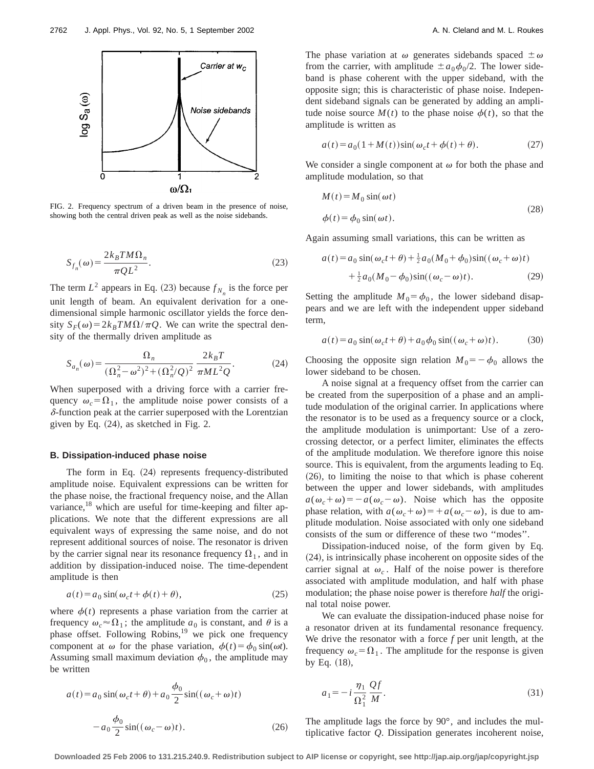FIG. 2. Frequency spectrum of a driven beam in the presence of noise, showing both the central driven peak as well as the noise sidebands.

$$S_{f_n}(\omega)=\frac{2k_BTM\Omega_n}{\pi QL^2}. \tag{23}$$

The term $L^2$ appears in Eq. (23) because $f_{N_n}$ is the force per unit length of beam. An equivalent derivation for a one-dimensional simple harmonic oscillator yields the force density $S_F(\omega)=2k_BTM\Omega/\pi Q$. We can write the spectral density of the thermally driven amplitude as

$$S_{a_n}(\omega)=\frac{\Omega_n}{(\Omega_n^2-\omega^2)^2+(\Omega_n^2/Q)^2}\,\frac{2k_BT}{\pi ML^2Q}. \tag{24}$$

When superposed with a driving force with a carrier frequency $\omega_c=\Omega_1$, the amplitude noise power consists of a $\delta$-function peak at the carrier superposed with the Lorentzian given by Eq. (24), as sketched in Fig. 2.

### B. Dissipation-induced phase noise

The form in Eq. (24) represents frequency-distributed amplitude noise. Equivalent expressions can be written for the phase noise, the fractional frequency noise, and the Allan variance,[18] which are useful for time-keeping and filter applications. We note that the different expressions are all equivalent ways of expressing the same noise, and do not represent additional sources of noise. The resonator is driven by the carrier signal near its resonance frequency $\Omega_1$, and in addition by dissipation-induced noise. The time-dependent amplitude is then

$$a(t)=a_0\sin(\omega_ct+\phi(t)+\theta), \tag{25}$$

where $\phi(t)$ represents a phase variation from the carrier at frequency $\omega_c\approx\Omega_1$; the amplitude $a_0$ is constant, and $\theta$ is a phase offset. Following Robins,[19] we pick one frequency component at $\omega$ for the phase variation, $\phi(t)=\phi_0\sin(\omega t)$. Assuming small maximum deviation $\phi_0$, the amplitude may be written

$$a(t)=a_0\sin(\omega_ct+\theta)+a_0\frac{\phi_0}{2}\sin((\omega_c+\omega)t)$$
$$-a_0\frac{\phi_0}{2}\sin((\omega_c-\omega)t). \tag{26}$$

The phase variation at $\omega$ generates sidebands spaced $\pm\omega$ from the carrier, with amplitude $\pm a_0\phi_0/2$. The lower sideband is phase coherent with the upper sideband, with the opposite sign; this is characteristic of phase noise. Independent sideband signals can be generated by adding an amplitude noise source $M(t)$ to the phase noise $\phi(t)$, so that the amplitude is written as

$$a(t)=a_0(1+M(t))\sin(\omega_ct+\phi(t)+\theta). \tag{27}$$

We consider a single component at $\omega$ for both the phase and amplitude modulation, so that

$$M(t)=M_0\sin(\omega t)$$
$$\phi(t)=\phi_0\sin(\omega t). \tag{28}$$

Again assuming small variations, this can be written as

$$a(t)=a_0\sin(\omega_ct+\theta)+\tfrac{1}{2}a_0(M_0+\phi_0)\sin((\omega_c+\omega)t)$$
$$+\tfrac{1}{2}a_0(M_0-\phi_0)\sin((\omega_c-\omega)t). \tag{29}$$

Setting the amplitude $M_0=\phi_0$, the lower sideband disappears and we are left with the independent upper sideband term,

$$a(t)=a_0\sin(\omega_ct+\theta)+a_0\phi_0\sin((\omega_c+\omega)t). \tag{30}$$

Choosing the opposite sign relation $M_0=-\phi_0$ allows the lower sideband to be chosen.

A noise signal at a frequency offset from the carrier can be created from the superposition of a phase and an amplitude modulation of the original carrier. In applications where the resonator is to be used as a frequency source or a clock, the amplitude modulation is unimportant: Use of a zero-crossing detector, or a perfect limiter, eliminates the effects of the amplitude modulation. We therefore ignore this noise source. This is equivalent, from the arguments leading to Eq. (26), to limiting the noise to that which is phase coherent between the upper and lower sidebands, with amplitudes $a(\omega_c+\omega)=-a(\omega_c-\omega)$. Noise which has the opposite phase relation, with $a(\omega_c+\omega)=+a(\omega_c-\omega)$, is due to amplitude modulation. Noise associated with only one sideband consists of the sum or difference of these two "modes".

Dissipation-induced noise, of the form given by Eq. (24), is intrinsically phase incoherent on opposite sides of the carrier signal at $\omega_c$. Half of the noise power is therefore associated with amplitude modulation, and half with phase modulation; the phase noise power is therefore *half* the original total noise power.

We can evaluate the dissipation-induced phase noise for a resonator driven at its fundamental resonance frequency. We drive the resonator with a force $f$ per unit length, at the frequency $\omega_c=\Omega_1$. The amplitude for the response is given by Eq. (18),

$$a_1=-i\frac{\eta_1}{\Omega_1^2}\frac{Qf}{M}. \tag{31}$$

The amplitude lags the force by 90°, and includes the multiplicative factor $Q$. Dissipation generates incoherent noise,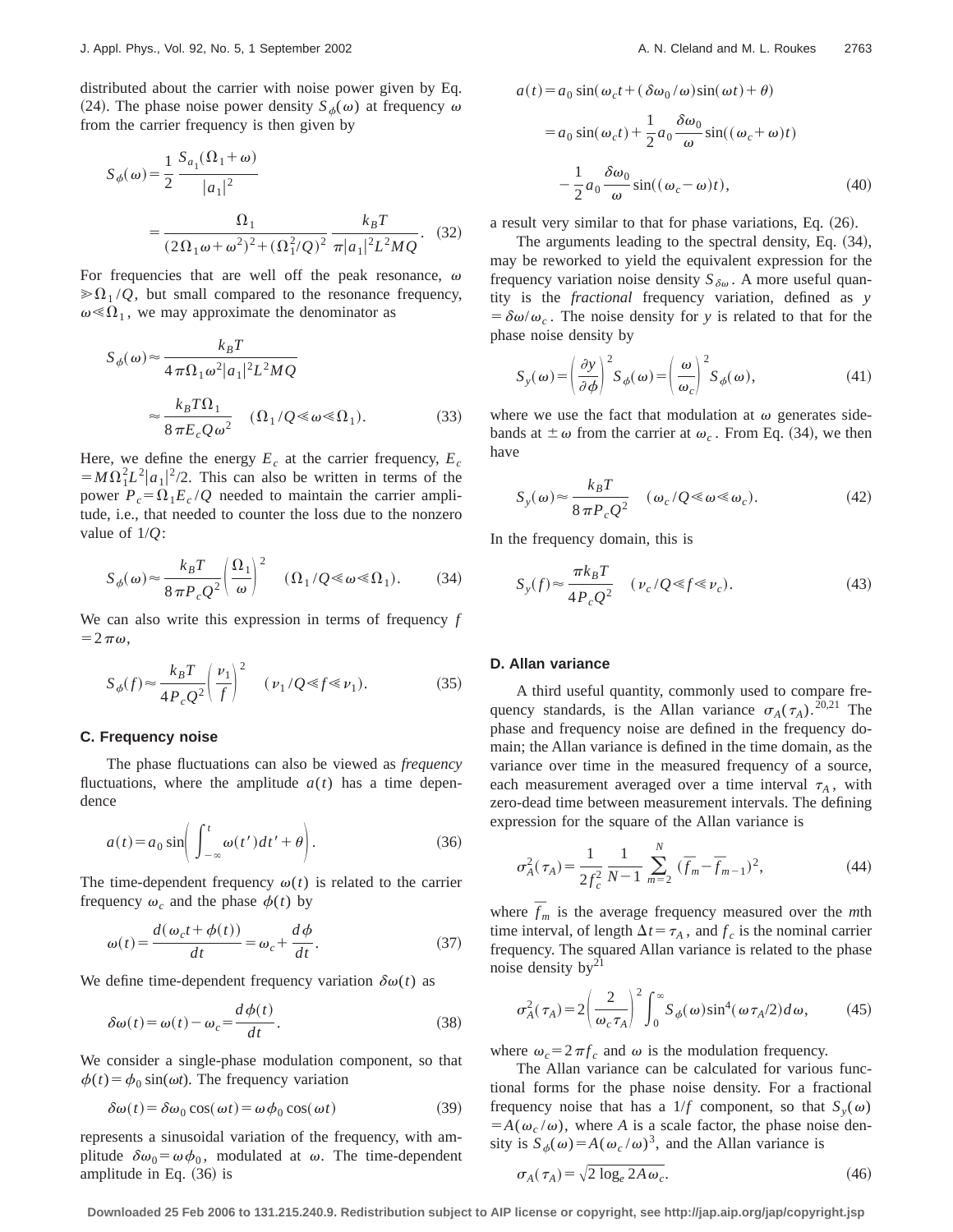distributed about the carrier with noise power given by Eq. (24). The phase noise power density $S_\phi(\omega)$ at frequency $\omega$ from the carrier frequency is then given by

$$S_\phi(\omega) = \frac{1}{2}\frac{S_{a_1}(\Omega_1+\omega)}{|a_1|^2}$$

$$= \frac{\Omega_1}{(2\Omega_1\omega+\omega^2)^2+(\Omega_1^2/Q)^2}\frac{k_BT}{\pi|a_1|^2L^2MQ}. \quad (32)$$

For frequencies that are well off the peak resonance, $\omega \gg \Omega_1/Q$, but small compared to the resonance frequency, $\omega \ll \Omega_1$, we may approximate the denominator as

$$S_\phi(\omega) \approx \frac{k_BT}{4\pi\Omega_1\omega^2|a_1|^2L^2MQ}$$

$$\approx \frac{k_BT\Omega_1}{8\pi E_c Q\omega^2} \quad (\Omega_1/Q \ll \omega \ll \Omega_1). \quad (33)$$

Here, we define the energy $E_c$ at the carrier frequency, $E_c = M\Omega_1^2L^2|a_1|^2/2$. This can also be written in terms of the power $P_c = \Omega_1 E_c/Q$ needed to maintain the carrier amplitude, i.e., that needed to counter the loss due to the nonzero value of $1/Q$:

$$S_\phi(\omega) \approx \frac{k_BT}{8\pi P_c Q^2}\left(\frac{\Omega_1}{\omega}\right)^2 \quad (\Omega_1/Q \ll \omega \ll \Omega_1). \quad (34)$$

We can also write this expression in terms of frequency $f = 2\pi\omega$,

$$S_\phi(f) \approx \frac{k_BT}{4P_cQ^2}\left(\frac{\nu_1}{f}\right)^2 \quad (\nu_1/Q \ll f \ll \nu_1). \quad (35)$$

### C. Frequency noise

The phase fluctuations can also be viewed as *frequency* fluctuations, where the amplitude $a(t)$ has a time dependence

$$a(t) = a_0 \sin\left(\int_{-\infty}^{t}\omega(t')dt' + \theta\right). \quad (36)$$

The time-dependent frequency $\omega(t)$ is related to the carrier frequency $\omega_c$ and the phase $\phi(t)$ by

$$\omega(t) = \frac{d(\omega_c t + \phi(t))}{dt} = \omega_c + \frac{d\phi}{dt}. \quad (37)$$

We define time-dependent frequency variation $\delta\omega(t)$ as

$$\delta\omega(t) = \omega(t) - \omega_c = \frac{d\phi(t)}{dt}. \quad (38)$$

We consider a single-phase modulation component, so that $\phi(t) = \phi_0 \sin(\omega t)$. The frequency variation

$$\delta\omega(t) = \delta\omega_0 \cos(\omega t) = \omega\phi_0 \cos(\omega t) \quad (39)$$

represents a sinusoidal variation of the frequency, with amplitude $\delta\omega_0 = \omega\phi_0$, modulated at $\omega$. The time-dependent amplitude in Eq. (36) is

$$a(t) = a_0 \sin(\omega_c t + (\delta\omega_0/\omega)\sin(\omega t) + \theta)$$

$$= a_0 \sin(\omega_c t) + \frac{1}{2}a_0\frac{\delta\omega_0}{\omega}\sin((\omega_c+\omega)t)$$

$$-\frac{1}{2}a_0\frac{\delta\omega_0}{\omega}\sin((\omega_c-\omega)t), \quad (40)$$

a result very similar to that for phase variations, Eq. (26).

The arguments leading to the spectral density, Eq. (34), may be reworked to yield the equivalent expression for the frequency variation noise density $S_{\delta\omega}$. A more useful quantity is the *fractional* frequency variation, defined as $y = \delta\omega/\omega_c$. The noise density for $y$ is related to that for the phase noise density by

$$S_y(\omega) = \left(\frac{\partial y}{\partial\phi}\right)^2 S_\phi(\omega) = \left(\frac{\omega}{\omega_c}\right)^2 S_\phi(\omega), \quad (41)$$

where we use the fact that modulation at $\omega$ generates sidebands at $\pm\omega$ from the carrier at $\omega_c$. From Eq. (34), we then have

$$S_y(\omega) \approx \frac{k_BT}{8\pi P_c Q^2} \quad (\omega_c/Q \ll \omega \ll \omega_c). \quad (42)$$

In the frequency domain, this is

$$S_y(f) \approx \frac{\pi k_BT}{4P_cQ^2} \quad (\nu_c/Q \ll f \ll \nu_c). \quad (43)$$

### D. Allan variance

A third useful quantity, commonly used to compare frequency standards, is the Allan variance $\sigma_A(\tau_A)$.[20,21] The phase and frequency noise are defined in the frequency domain; the Allan variance is defined in the time domain, as the variance over time in the measured frequency of a source, each measurement averaged over a time interval $\tau_A$, with zero-dead time between measurement intervals. The defining expression for the square of the Allan variance is

$$\sigma_A^2(\tau_A) = \frac{1}{2f_c^2}\frac{1}{N-1}\sum_{m=2}^{N}(\bar{f}_m - \bar{f}_{m-1})^2, \quad (44)$$

where $\bar{f}_m$ is the average frequency measured over the $m$th time interval, of length $\Delta t = \tau_A$, and $f_c$ is the nominal carrier frequency. The squared Allan variance is related to the phase noise density by[21]

$$\sigma_A^2(\tau_A) = 2\left(\frac{2}{\omega_c\tau_A}\right)^2\int_0^\infty S_\phi(\omega)\sin^4(\omega\tau_A/2)d\omega, \quad (45)$$

where $\omega_c = 2\pi f_c$ and $\omega$ is the modulation frequency.

The Allan variance can be calculated for various functional forms for the phase noise density. For a fractional frequency noise that has a $1/f$ component, so that $S_y(\omega) = A(\omega_c/\omega)$, where $A$ is a scale factor, the phase noise density is $S_\phi(\omega) = A(\omega_c/\omega)^3$, and the Allan variance is

$$\sigma_A(\tau_A) = \sqrt{2\log_e 2A\omega_c}. \quad (46)$$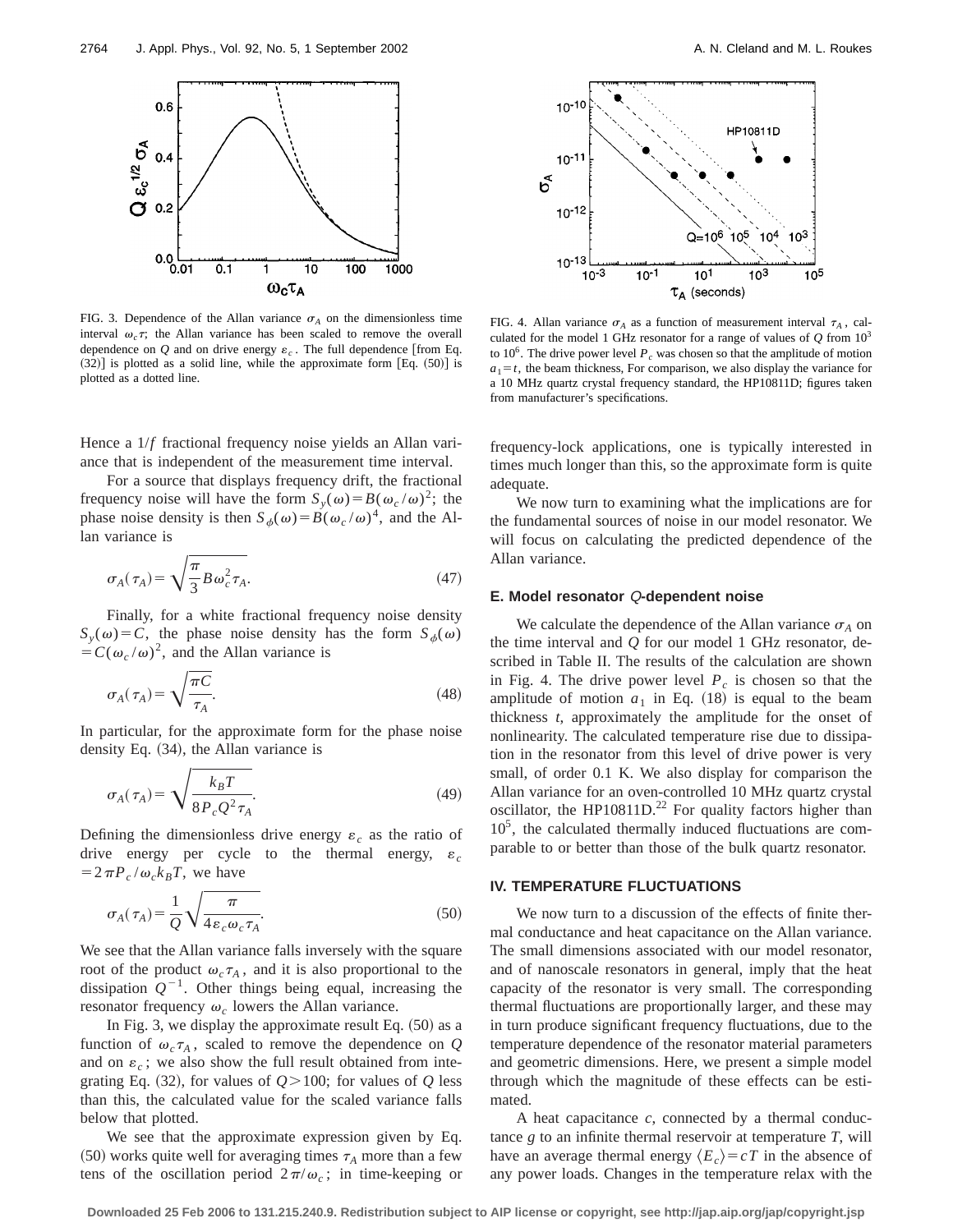FIG. 3. Dependence of the Allan variance $\sigma_A$ on the dimensionless time interval $\omega_c\tau$; the Allan variance has been scaled to remove the overall dependence on $Q$ and on drive energy $\varepsilon_c$. The full dependence [from Eq. (32)] is plotted as a solid line, while the approximate form [Eq. (50)] is plotted as a dotted line.

FIG. 4. Allan variance $\sigma_A$ as a function of measurement interval $\tau_A$, calculated for the model 1 GHz resonator for a range of values of $Q$ from $10^3$ to $10^6$. The drive power level $P_c$ was chosen so that the amplitude of motion $a_1 = t$, the beam thickness, For comparison, we also display the variance for a 10 MHz quartz crystal frequency standard, the HP10811D; figures taken from manufacturer's specifications.

Hence a $1/f$ fractional frequency noise yields an Allan variance that is independent of the measurement time interval.

For a source that displays frequency drift, the fractional frequency noise will have the form $S_y(\omega) = B(\omega_c/\omega)^2$; the phase noise density is then $S_\phi(\omega) = B(\omega_c/\omega)^4$, and the Allan variance is

$$\sigma_A(\tau_A) = \sqrt{\frac{\pi}{3} B \omega_c^2 \tau_A}. \tag{47}$$

Finally, for a white fractional frequency noise density $S_y(\omega) = C$, the phase noise density has the form $S_\phi(\omega) = C(\omega_c/\omega)^2$, and the Allan variance is

$$\sigma_A(\tau_A) = \sqrt{\frac{\pi C}{\tau_A}}. \tag{48}$$

In particular, for the approximate form for the phase noise density Eq. (34), the Allan variance is

$$\sigma_A(\tau_A) = \sqrt{\frac{k_B T}{8 P_c Q^2 \tau_A}}. \tag{49}$$

Defining the dimensionless drive energy $\varepsilon_c$ as the ratio of drive energy per cycle to the thermal energy, $\varepsilon_c = 2\pi P_c/\omega_c k_B T$, we have

$$\sigma_A(\tau_A) = \frac{1}{Q}\sqrt{\frac{\pi}{4\varepsilon_c \omega_c \tau_A}}. \tag{50}$$

We see that the Allan variance falls inversely with the square root of the product $\omega_c \tau_A$, and it is also proportional to the dissipation $Q^{-1}$. Other things being equal, increasing the resonator frequency $\omega_c$ lowers the Allan variance.

In Fig. 3, we display the approximate result Eq. (50) as a function of $\omega_c \tau_A$, scaled to remove the dependence on $Q$ and on $\varepsilon_c$; we also show the full result obtained from integrating Eq. (32), for values of $Q > 100$; for values of $Q$ less than this, the calculated value for the scaled variance falls below that plotted.

We see that the approximate expression given by Eq. (50) works quite well for averaging times $\tau_A$ more than a few tens of the oscillation period $2\pi/\omega_c$; in time-keeping or frequency-lock applications, one is typically interested in times much longer than this, so the approximate form is quite adequate.

We now turn to examining what the implications are for the fundamental sources of noise in our model resonator. We will focus on calculating the predicted dependence of the Allan variance.

### E. Model resonator *Q*-dependent noise

We calculate the dependence of the Allan variance $\sigma_A$ on the time interval and $Q$ for our model 1 GHz resonator, described in Table II. The results of the calculation are shown in Fig. 4. The drive power level $P_c$ is chosen so that the amplitude of motion $a_1$ in Eq. (18) is equal to the beam thickness $t$, approximately the amplitude for the onset of nonlinearity. The calculated temperature rise due to dissipation in the resonator from this level of drive power is very small, of order 0.1 K. We also display for comparison the Allan variance for an oven-controlled 10 MHz quartz crystal oscillator, the HP10811D.[22] For quality factors higher than $10^5$, the calculated thermally induced fluctuations are comparable to or better than those of the bulk quartz resonator.

## IV. TEMPERATURE FLUCTUATIONS

We now turn to a discussion of the effects of finite thermal conductance and heat capacitance on the Allan variance. The small dimensions associated with our model resonator, and of nanoscale resonators in general, imply that the heat capacity of the resonator is very small. The corresponding thermal fluctuations are proportionally larger, and these may in turn produce significant frequency fluctuations, due to the temperature dependence of the resonator material parameters and geometric dimensions. Here, we present a simple model through which the magnitude of these effects can be estimated.

A heat capacitance $c$, connected by a thermal conductance $g$ to an infinite thermal reservoir at temperature $T$, will have an average thermal energy $\langle E_c \rangle = cT$ in the absence of any power loads. Changes in the temperature relax with the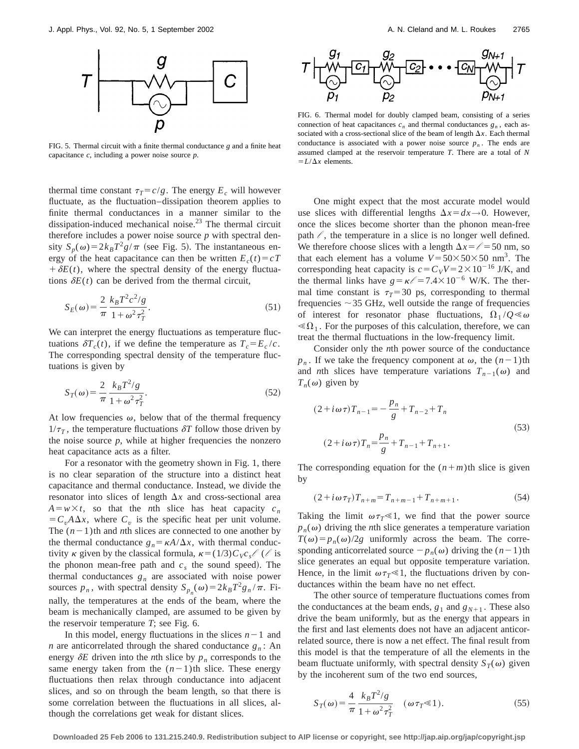FIG. 5. Thermal circuit with a finite thermal conductance $g$ and a finite heat capacitance $c$, including a power noise source $p$.

FIG. 6. Thermal model for doubly clamped beam, consisting of a series connection of heat capacitances $c_n$ and thermal conductances $g_n$, each associated with a cross-sectional slice of the beam of length $\Delta x$. Each thermal conductance is associated with a power noise source $p_n$. The ends are assumed clamped at the reservoir temperature $T$. There are a total of $N = L/\Delta x$ elements.

thermal time constant $\tau_T = c/g$. The energy $E_c$ will however fluctuate, as the fluctuation–dissipation theorem applies to finite thermal conductances in a manner similar to the dissipation-induced mechanical noise.[23] The thermal circuit therefore includes a power noise source $p$ with spectral density $S_p(\omega) = 2k_B T^2 g/\pi$ (see Fig. 5). The instantaneous energy of the heat capacitance can then be written $E_c(t) = cT + \delta E(t)$, where the spectral density of the energy fluctuations $\delta E(t)$ can be derived from the thermal circuit,

$$S_E(\omega) = \frac{2}{\pi} \frac{k_B T^2 c^2/g}{1+\omega^2\tau_T^2}. \tag{51}$$

We can interpret the energy fluctuations as temperature fluctuations $\delta T_c(t)$, if we define the temperature as $T_c = E_c/c$. The corresponding spectral density of the temperature fluctuations is given by

$$S_T(\omega) = \frac{2}{\pi} \frac{k_B T^2/g}{1+\omega^2\tau_T^2}. \tag{52}$$

At low frequencies $\omega$, below that of the thermal frequency $1/\tau_T$, the temperature fluctuations $\delta T$ follow those driven by the noise source $p$, while at higher frequencies the nonzero heat capacitance acts as a filter.

For a resonator with the geometry shown in Fig. 1, there is no clear separation of the structure into a distinct heat capacitance and thermal conductance. Instead, we divide the resonator into slices of length $\Delta x$ and cross-sectional area $A = w \times t$, so that the $n$th slice has heat capacity $c_n = C_v A \Delta x$, where $C_v$ is the specific heat per unit volume. The $(n-1)$th and $n$th slices are connected to one another by the thermal conductance $g_n = \kappa A/\Delta x$, with thermal conductivity $\kappa$ given by the classical formula, $\kappa = (1/3) C_V c_s \ell$ ($\ell$ is the phonon mean-free path and $c_s$ the sound speed). The thermal conductances $g_n$ are associated with noise power sources $p_n$, with spectral density $S_{p_n}(\omega) = 2k_B T^2 g_n/\pi$. Finally, the temperatures at the ends of the beam, where the beam is mechanically clamped, are assumed to be given by the reservoir temperature $T$; see Fig. 6.

In this model, energy fluctuations in the slices $n-1$ and $n$ are anticorrelated through the shared conductance $g_n$: An energy $\delta E$ driven into the $n$th slice by $p_n$ corresponds to the same energy taken from the $(n-1)$th slice. These energy fluctuations then relax through conductance into adjacent slices, and so on through the beam length, so that there is some correlation between the fluctuations in all slices, although the correlations get weak for distant slices.

One might expect that the most accurate model would use slices with differential lengths $\Delta x = dx \to 0$. However, once the slices become shorter than the phonon mean-free path $\ell$, the temperature in a slice is no longer well defined. We therefore choose slices with a length $\Delta x = \ell = 50$ nm, so that each element has a volume $V = 50 \times 50 \times 50$ nm$^3$. The corresponding heat capacity is $c = C_V V = 2 \times 10^{-16}$ J/K, and the thermal links have $g = \kappa \ell = 7.4 \times 10^{-6}$ W/K. The thermal time constant is $\tau_T = 30$ ps, corresponding to thermal frequencies $\sim 35$ GHz, well outside the range of frequencies of interest for resonator phase fluctuations, $\Omega_1/Q \ll \omega \ll \Omega_1$. For the purposes of this calculation, therefore, we can treat the thermal fluctuations in the low-frequency limit.

Consider only the $n$th power source of the conductance $p_n$. If we take the frequency component at $\omega$, the $(n-1)$th and $n$th slices have temperature variations $T_{n-1}(\omega)$ and $T_n(\omega)$ given by

$$\begin{aligned}(2+i\omega\tau)T_{n-1} &= -\frac{p_n}{g} + T_{n-2} + T_n \\ (2+i\omega\tau)T_n &= \frac{p_n}{g} + T_{n-1} + T_{n+1}.\end{aligned} \tag{53}$$

The corresponding equation for the $(n+m)$th slice is given by

$$(2+i\omega\tau_T)T_{n+m} = T_{n+m-1} + T_{n+m+1}. \tag{54}$$

Taking the limit $\omega\tau_T \ll 1$, we find that the power source $p_n(\omega)$ driving the $n$th slice generates a temperature variation $T(\omega) = p_n(\omega)/2g$ uniformly across the beam. The corresponding anticorrelated source $-p_n(\omega)$ driving the $(n-1)$th slice generates an equal but opposite temperature variation. Hence, in the limit $\omega\tau_T \ll 1$, the fluctuations driven by conductances within the beam have no net effect.

The other source of temperature fluctuations comes from the conductances at the beam ends, $g_1$ and $g_{N+1}$. These also drive the beam uniformly, but as the energy that appears in the first and last elements does not have an adjacent anticorrelated source, there is now a net effect. The final result from this model is that the temperature of all the elements in the beam fluctuate uniformly, with spectral density $S_T(\omega)$ given by the incoherent sum of the two end sources,

$$S_T(\omega) = \frac{4}{\pi} \frac{k_B T^2/g}{1+\omega^2\tau_T^2} \quad (\omega\tau_T \ll 1). \tag{55}$$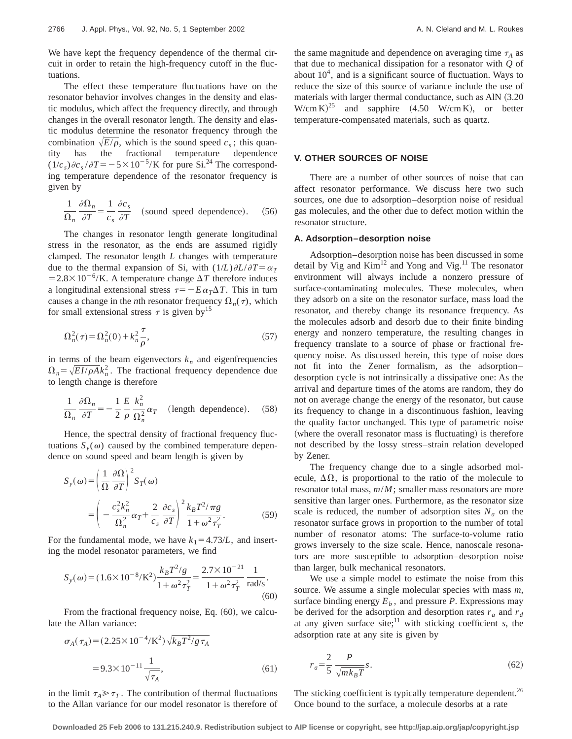We have kept the frequency dependence of the thermal circuit in order to retain the high-frequency cutoff in the fluctuations.

The effect these temperature fluctuations have on the resonator behavior involves changes in the density and elastic modulus, which affect the frequency directly, and through changes in the overall resonator length. The density and elastic modulus determine the resonator frequency through the combination $\sqrt{E/\rho}$, which is the sound speed $c_s$; this quantity has the fractional temperature dependence $(1/c_s)\partial c_s/\partial T = -5\times 10^{-5}$/K for pure Si.[24] The corresponding temperature dependence of the resonator frequency is given by

$$\frac{1}{\Omega_n}\frac{\partial \Omega_n}{\partial T} = \frac{1}{c_s}\frac{\partial c_s}{\partial T} \quad \text{(sound speed dependence)}. \tag{56}$$

The changes in resonator length generate longitudinal stress in the resonator, as the ends are assumed rigidly clamped. The resonator length $L$ changes with temperature due to the thermal expansion of Si, with $(1/L)\partial L/\partial T = \alpha_T = 2.8\times 10^{-6}$/K. A temperature change $\Delta T$ therefore induces a longitudinal extensional stress $\tau = -E\alpha_T \Delta T$. This in turn causes a change in the $n$th resonator frequency $\Omega_n(\tau)$, which for small extensional stress $\tau$ is given by[15]

$$\Omega_n^2(\tau) = \Omega_n^2(0) + k_n^2 \frac{\tau}{\rho}, \tag{57}$$

in terms of the beam eigenvectors $k_n$ and eigenfrequencies $\Omega_n = \sqrt{EI/\rho A}\,k_n^2$. The fractional frequency dependence due to length change is therefore

$$\frac{1}{\Omega_n}\frac{\partial \Omega_n}{\partial T} = -\frac{1}{2}\frac{E}{\rho}\frac{k_n^2}{\Omega_n^2}\alpha_T \quad \text{(length dependence)}. \tag{58}$$

Hence, the spectral density of fractional frequency fluctuations $S_y(\omega)$ caused by the combined temperature dependence on sound speed and beam length is given by

$$\begin{aligned} S_y(\omega) &= \left(\frac{1}{\Omega}\frac{\partial \Omega}{\partial T}\right)^2 S_T(\omega) \\ &= \left(-\frac{c_s^2 k_n^2}{\Omega_n^2}\alpha_T + \frac{2}{c_s}\frac{\partial c_s}{\partial T}\right)^2 \frac{k_B T^2/\pi g}{1+\omega^2\tau_T^2}. \end{aligned} \tag{59}$$

For the fundamental mode, we have $k_1 = 4.73/L$, and inserting the model resonator parameters, we find

$$S_y(\omega) = (1.6\times 10^{-8}/\text{K}^2)\frac{k_B T^2/g}{1+\omega^2\tau_T^2} = \frac{2.7\times 10^{-21}}{1+\omega^2\tau_T^2}\,\frac{1}{\text{rad/s}}. \tag{60}$$

From the fractional frequency noise, Eq. (60), we calculate the Allan variance:

$$\begin{aligned} \sigma_A(\tau_A) &= (2.25\times 10^{-4}/\text{K}^2)\sqrt{k_B T^2/g\,\tau_A} \\ &= 9.3\times 10^{-11}\frac{1}{\sqrt{\tau_A}}, \end{aligned} \tag{61}$$

in the limit $\tau_A \gg \tau_T$. The contribution of thermal fluctuations to the Allan variance for our model resonator is therefore of the same magnitude and dependence on averaging time $\tau_A$ as that due to mechanical dissipation for a resonator with $Q$ of about $10^4$, and is a significant source of fluctuation. Ways to reduce the size of this source of variance include the use of materials with larger thermal conductance, such as AlN (3.20 W/cm K)[25] and sapphire (4.50 W/cm K), or better temperature-compensated materials, such as quartz.

## V. OTHER SOURCES OF NOISE

There are a number of other sources of noise that can affect resonator performance. We discuss here two such sources, one due to adsorption–desorption noise of residual gas molecules, and the other due to defect motion within the resonator structure.

### A. Adsorption–desorption noise

Adsorption–desorption noise has been discussed in some detail by Vig and Kim[12] and Yong and Vig.[11] The resonator environment will always include a nonzero pressure of surface-contaminating molecules. These molecules, when they adsorb on a site on the resonator surface, mass load the resonator, and thereby change its resonance frequency. As the molecules adsorb and desorb due to their finite binding energy and nonzero temperature, the resulting changes in frequency translate to a source of phase or fractional frequency noise. As discussed herein, this type of noise does not fit into the Zener formalism, as the adsorption–desorption cycle is not intrinsically a dissipative one: As the arrival and departure times of the atoms are random, they do not on average change the energy of the resonator, but cause its frequency to change in a discontinuous fashion, leaving the quality factor unchanged. This type of parametric noise (where the overall resonator mass is fluctuating) is therefore not described by the lossy stress–strain relation developed by Zener.

The frequency change due to a single adsorbed molecule, $\Delta\Omega$, is proportional to the ratio of the molecule to resonator total mass, $m/M$; smaller mass resonators are more sensitive than larger ones. Furthermore, as the resonator size scale is reduced, the number of adsorption sites $N_a$ on the resonator surface grows in proportion to the number of total number of resonator atoms: The surface-to-volume ratio grows inversely to the size scale. Hence, nanoscale resonators are more susceptible to adsorption–desorption noise than larger, bulk mechanical resonators.

We use a simple model to estimate the noise from this source. We assume a single molecular species with mass $m$, surface binding energy $E_b$, and pressure $P$. Expressions may be derived for the adsorption and desorption rates $r_a$ and $r_d$ at any given surface site;[11] with sticking coefficient $s$, the adsorption rate at any site is given by

$$r_a = \frac{2}{5}\frac{P}{\sqrt{m k_B T}}s. \tag{62}$$

The sticking coefficient is typically temperature dependent.[26] Once bound to the surface, a molecule desorbs at a rate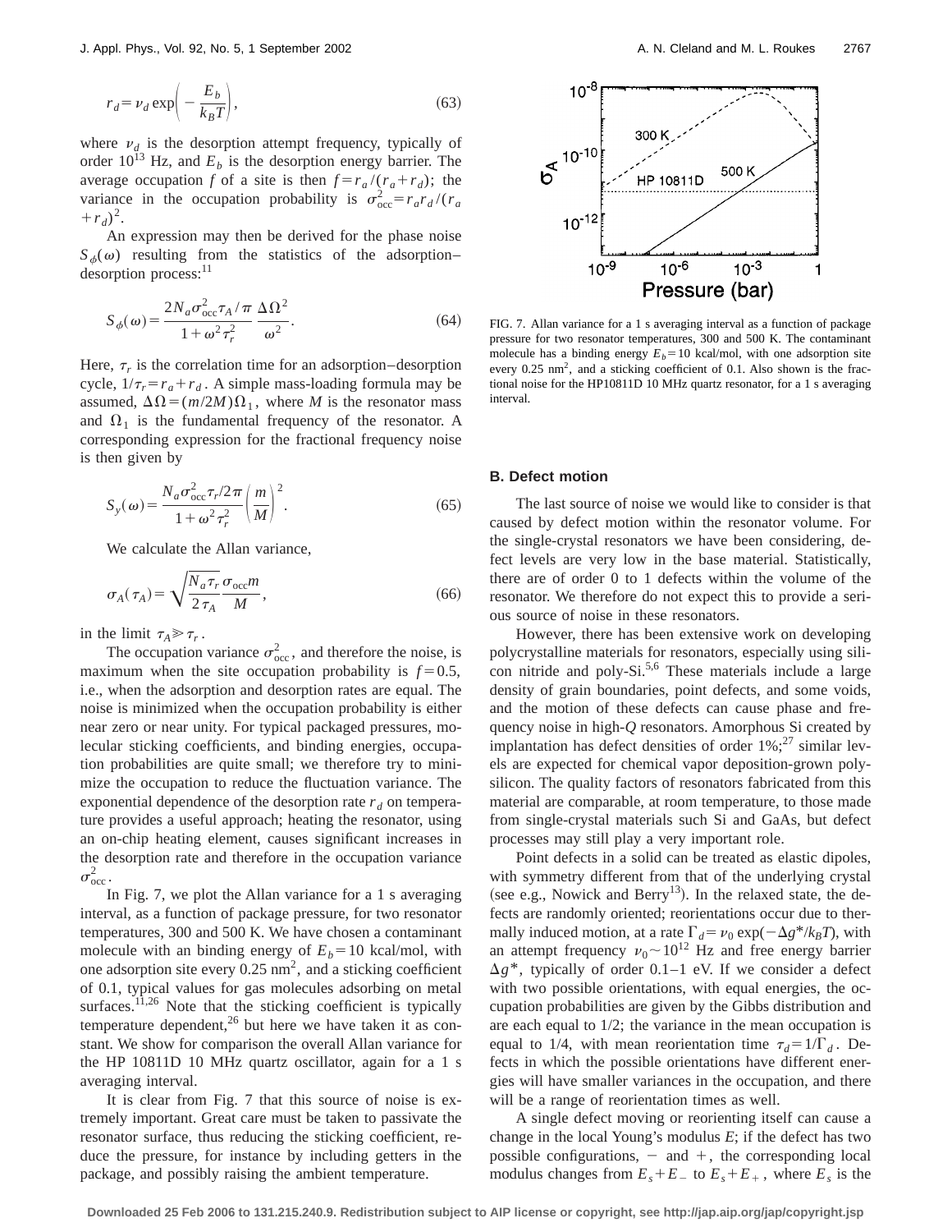$$r_d = \nu_d \exp\left(-\frac{E_b}{k_B T}\right), \tag{63}$$

where $\nu_d$ is the desorption attempt frequency, typically of order $10^{13}$ Hz, and $E_b$ is the desorption energy barrier. The average occupation $f$ of a site is then $f = r_a/(r_a + r_d)$; the variance in the occupation probability is $\sigma_{\rm occ}^2 = r_a r_d/(r_a + r_d)^2$.

An expression may then be derived for the phase noise $S_\phi(\omega)$ resulting from the statistics of the adsorption–desorption process:[11]

$$S_\phi(\omega) = \frac{2N_a \sigma_{\rm occ}^2 \tau_A/\pi}{1+\omega^2\tau_r^2} \frac{\Delta\Omega^2}{\omega^2}. \tag{64}$$

Here, $\tau_r$ is the correlation time for an adsorption–desorption cycle, $1/\tau_r = r_a + r_d$. A simple mass-loading formula may be assumed, $\Delta\Omega = (m/2M)\Omega_1$, where $M$ is the resonator mass and $\Omega_1$ is the fundamental frequency of the resonator. A corresponding expression for the fractional frequency noise is then given by

$$S_y(\omega) = \frac{N_a \sigma_{\rm occ}^2 \tau_r/2\pi}{1+\omega^2\tau_r^2}\left(\frac{m}{M}\right)^2. \tag{65}$$

We calculate the Allan variance,

$$\sigma_A(\tau_A) = \sqrt{\frac{N_a \tau_r}{2\tau_A}} \frac{\sigma_{\rm occ} m}{M}, \tag{66}$$

in the limit $\tau_A \gg \tau_r$.

The occupation variance $\sigma_{\rm occ}^2$, and therefore the noise, is maximum when the site occupation probability is $f=0.5$, i.e., when the adsorption and desorption rates are equal. The noise is minimized when the occupation probability is either near zero or near unity. For typical packaged pressures, molecular sticking coefficients, and binding energies, occupation probabilities are quite small; we therefore try to minimize the occupation to reduce the fluctuation variance. The exponential dependence of the desorption rate $r_d$ on temperature provides a useful approach; heating the resonator, using an on-chip heating element, causes significant increases in the desorption rate and therefore in the occupation variance $\sigma_{\rm occ}^2$.

In Fig. 7, we plot the Allan variance for a 1 s averaging interval, as a function of package pressure, for two resonator temperatures, 300 and 500 K. We have chosen a contaminant molecule with an binding energy of $E_b = 10$ kcal/mol, with one adsorption site every 0.25 nm$^2$, and a sticking coefficient of 0.1, typical values for gas molecules adsorbing on metal surfaces.[11,26] Note that the sticking coefficient is typically temperature dependent,[26] but here we have taken it as constant. We show for comparison the overall Allan variance for the HP 10811D 10 MHz quartz oscillator, again for a 1 s averaging interval.

It is clear from Fig. 7 that this source of noise is extremely important. Great care must be taken to passivate the resonator surface, thus reducing the sticking coefficient, reduce the pressure, for instance by including getters in the package, and possibly raising the ambient temperature.

FIG. 7. Allan variance for a 1 s averaging interval as a function of package pressure for two resonator temperatures, 300 and 500 K. The contaminant molecule has a binding energy $E_b = 10$ kcal/mol, with one adsorption site every 0.25 nm$^2$, and a sticking coefficient of 0.1. Also shown is the fractional noise for the HP10811D 10 MHz quartz resonator, for a 1 s averaging interval.

### B. Defect motion

The last source of noise we would like to consider is that caused by defect motion within the resonator volume. For the single-crystal resonators we have been considering, defect levels are very low in the base material. Statistically, there are of order 0 to 1 defects within the volume of the resonator. We therefore do not expect this to provide a serious source of noise in these resonators.

However, there has been extensive work on developing polycrystalline materials for resonators, especially using silicon nitride and poly-Si.[5,6] These materials include a large density of grain boundaries, point defects, and some voids, and the motion of these defects can cause phase and frequency noise in high-$Q$ resonators. Amorphous Si created by implantation has defect densities of order 1%;[27] similar levels are expected for chemical vapor deposition-grown polysilicon. The quality factors of resonators fabricated from this material are comparable, at room temperature, to those made from single-crystal materials such Si and GaAs, but defect processes may still play a very important role.

Point defects in a solid can be treated as elastic dipoles, with symmetry different from that of the underlying crystal (see e.g., Nowick and Berry[13]). In the relaxed state, the defects are randomly oriented; reorientations occur due to thermally induced motion, at a rate $\Gamma_d = \nu_0 \exp(-\Delta g^*/k_B T)$, with an attempt frequency $\nu_0 \sim 10^{12}$ Hz and free energy barrier $\Delta g^*$, typically of order 0.1–1 eV. If we consider a defect with two possible orientations, with equal energies, the occupation probabilities are given by the Gibbs distribution and are each equal to 1/2; the variance in the mean occupation is equal to 1/4, with mean reorientation time $\tau_d = 1/\Gamma_d$. Defects in which the possible orientations have different energies will have smaller variances in the occupation, and there will be a range of reorientation times as well.

A single defect moving or reorienting itself can cause a change in the local Young's modulus $E$; if the defect has two possible configurations, $-$ and $+$, the corresponding local modulus changes from $E_s + E_-$ to $E_s + E_+$, where $E_s$ is the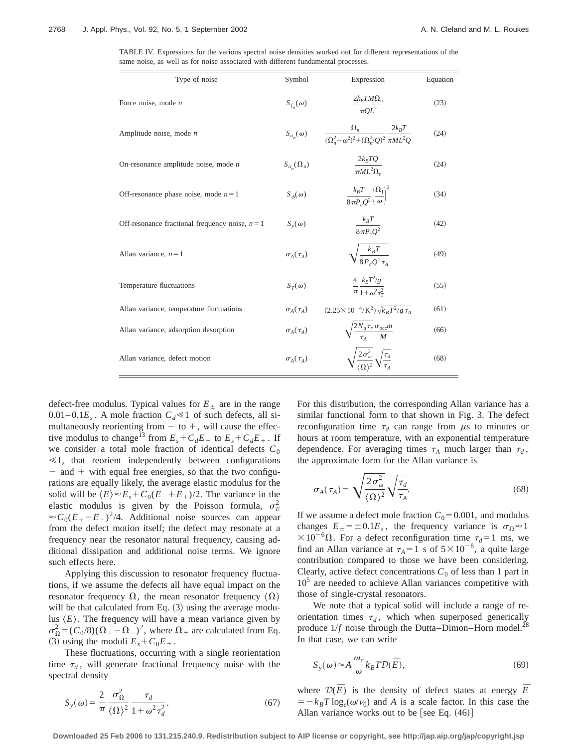TABLE IV. Expressions for the various spectral noise densities worked out for different representations of the same noise, as well as for noise associated with different fundamental processes.

| Type of noise | Symbol | Expression | Equation |
|---|---|---|---|
| Force noise, mode $n$ | $S_{f_n}(\omega)$ | $\dfrac{2k_BTM\Omega_n}{\pi QL^2}$ | (23) |
| Amplitude noise, mode $n$ | $S_{a_n}(\omega)$ | $\dfrac{\Omega_n}{(\Omega_n^2-\omega^2)^2+(\Omega_n^2/Q)^2}\dfrac{2k_BT}{\pi ML^2Q}$ | (24) |
| On-resonance amplitude noise, mode $n$ | $S_{a_n}(\Omega_n)$ | $\dfrac{2k_BTQ}{\pi ML^2\Omega_n}$ | (24) |
| Off-resonance phase noise, mode $n=1$ | $S_\phi(\omega)$ | $\dfrac{k_BT}{8\pi P_cQ^2}\left(\dfrac{\Omega_1}{\omega}\right)^2$ | (34) |
| Off-resonance fractional frequency noise, $n=1$ | $S_y(\omega)$ | $\dfrac{k_BT}{8\pi P_cQ^2}$ | (42) |
| Allan variance, $n=1$ | $\sigma_A(\tau_A)$ | $\sqrt{\dfrac{k_BT}{8P_cQ^2\tau_A}}$ | (49) |
| Temperature fluctuations | $S_T(\omega)$ | $\dfrac{4}{\pi}\dfrac{k_BT^2/g}{1+\omega^2\tau_T^2}$ | (55) |
| Allan variance, temperature fluctuations | $\sigma_A(\tau_A)$ | $(2.25\times10^{-4}/\mathrm{K}^2)\sqrt{k_BT^2/g\,\tau_A}$ | (61) |
| Allan variance, adsorption desorption | $\sigma_A(\tau_A)$ | $\sqrt{\dfrac{2N_a\tau_r}{\tau_A}}\dfrac{\sigma_{\mathrm{occ}}m}{M}$ | (66) |
| Allan variance, defect motion | $\sigma_A(\tau_A)$ | $\sqrt{\dfrac{2\sigma_\omega^2}{\langle\Omega\rangle^2}}\sqrt{\dfrac{\tau_d}{\tau_A}}$ | (68) |

defect-free modulus. Typical values for $E_\pm$ are in the range $0.01$–$0.1E_s$. A mole fraction $C_d \ll 1$ of such defects, all simultaneously reorienting from $-$ to $+$, will cause the effective modulus to change[13] from $E_s+C_dE_-$ to $E_s+C_dE_+$. If we consider a total mole fraction of identical defects $C_0 \ll 1$, that reorient independently between configurations $-$ and $+$ with equal free energies, so that the two configurations are equally likely, the average elastic modulus for the solid will be $\langle E\rangle \approx E_s+C_0(E_-+E_+)/2$. The variance in the elastic modulus is given by the Poisson formula, $\sigma_E^2 \approx C_0(E_+-E_-)^2/4$. Additional noise sources can appear from the defect motion itself; the defect may resonate at a frequency near the resonator natural frequency, causing additional dissipation and additional noise terms. We ignore such effects here.

Applying this discussion to resonator frequency fluctuations, if we assume the defects all have equal impact on the resonator frequency $\Omega$, the mean resonator frequency $\langle\Omega\rangle$ will be that calculated from Eq. (3) using the average modulus $\langle E\rangle$. The frequency will have a mean variance given by $\sigma_\Omega^2=(C_0/8)(\Omega_+-\Omega_-)^2$, where $\Omega_\pm$ are calculated from Eq. (3) using the moduli $E_s+C_0E_\pm$.

These fluctuations, occurring with a single reorientation time $\tau_d$, will generate fractional frequency noise with the spectral density

$$S_y(\omega)=\frac{2}{\pi}\frac{\sigma_\Omega^2}{\langle\Omega\rangle^2}\frac{\tau_d}{1+\omega^2\tau_d^2}. \tag{67}$$

For this distribution, the corresponding Allan variance has a similar functional form to that shown in Fig. 3. The defect reconfiguration time $\tau_d$ can range from $\mu$s to minutes or hours at room temperature, with an exponential temperature dependence. For averaging times $\tau_A$ much larger than $\tau_d$, the approximate form for the Allan variance is

$$\sigma_A(\tau_A)=\sqrt{\frac{2\sigma_\omega^2}{\langle\Omega\rangle^2}}\sqrt{\frac{\tau_d}{\tau_A}}. \tag{68}$$

If we assume a defect mole fraction $C_0=0.001$, and modulus changes $E_\pm=\pm 0.1E_s$, the frequency variance is $\sigma_\Omega \approx 1\times10^{-6}\Omega$. For a defect reconfiguration time $\tau_d=1$ ms, we find an Allan variance at $\tau_A=1$ s of $5\times10^{-8}$, a quite large contribution compared to those we have been considering. Clearly, active defect concentrations $C_0$ of less than 1 part in $10^5$ are needed to achieve Allan variances competitive with those of single-crystal resonators.

We note that a typical solid will include a range of reorientation times $\tau_d$, which when superposed generically produce $1/f$ noise through the Dutta–Dimon–Horn model.[28] In that case, we can write

$$S_y(\omega)\approx A\frac{\omega_c}{\omega}k_BT\mathcal{D}(\bar{E}), \tag{69}$$

where $\mathcal{D}(\bar{E})$ is the density of defect states at energy $\bar{E} = -k_BT\log_e(\omega/\nu_0)$ and $A$ is a scale factor. In this case the Allan variance works out to be [see Eq. (46)]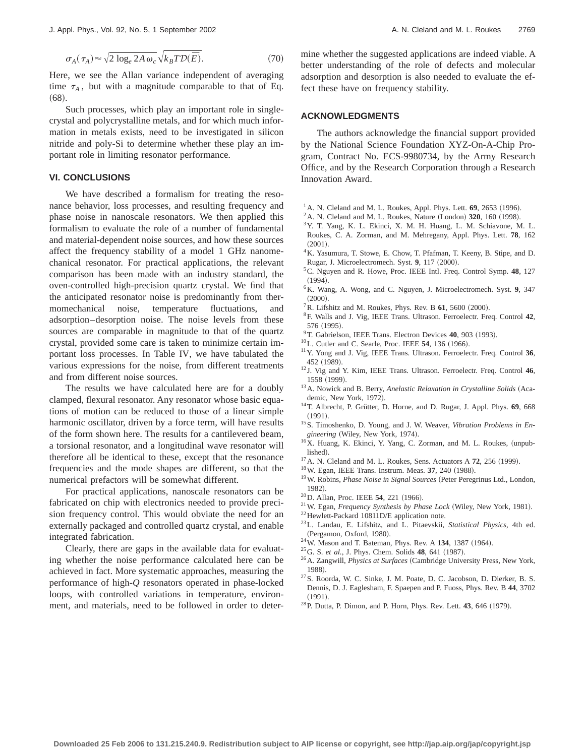$$\sigma_A(\tau_A) \approx \sqrt{2\log_e 2A\omega_c}\sqrt{k_B T\mathcal{D}(\bar{E})}. \qquad (70)$$

Here, we see the Allan variance independent of averaging time $\tau_A$, but with a magnitude comparable to that of Eq. (68).

Such processes, which play an important role in single-crystal and polycrystalline metals, and for which much information in metals exists, need to be investigated in silicon nitride and poly-Si to determine whether these play an important role in limiting resonator performance.

## VI. CONCLUSIONS

We have described a formalism for treating the resonance behavior, loss processes, and resulting frequency and phase noise in nanoscale resonators. We then applied this formalism to evaluate the role of a number of fundamental and material-dependent noise sources, and how these sources affect the frequency stability of a model 1 GHz nanomechanical resonator. For practical applications, the relevant comparison has been made with an industry standard, the oven-controlled high-precision quartz crystal. We find that the anticipated resonator noise is predominantly from thermomechanical noise, temperature fluctuations, and adsorption–desorption noise. The noise levels from these sources are comparable in magnitude to that of the quartz crystal, provided some care is taken to minimize certain important loss processes. In Table IV, we have tabulated the various expressions for the noise, from different treatments and from different noise sources.

The results we have calculated here are for a doubly clamped, flexural resonator. Any resonator whose basic equations of motion can be reduced to those of a linear simple harmonic oscillator, driven by a force term, will have results of the form shown here. The results for a cantilevered beam, a torsional resonator, and a longitudinal wave resonator will therefore all be identical to these, except that the resonance frequencies and the mode shapes are different, so that the numerical prefactors will be somewhat different.

For practical applications, nanoscale resonators can be fabricated on chip with electronics needed to provide precision frequency control. This would obviate the need for an externally packaged and controlled quartz crystal, and enable integrated fabrication.

Clearly, there are gaps in the available data for evaluating whether the noise performance calculated here can be achieved in fact. More systematic approaches, measuring the performance of high-$Q$ resonators operated in phase-locked loops, with controlled variations in temperature, environment, and materials, need to be followed in order to determine whether the suggested applications are indeed viable. A better understanding of the role of defects and molecular adsorption and desorption is also needed to evaluate the effect these have on frequency stability.

## ACKNOWLEDGMENTS

The authors acknowledge the financial support provided by the National Science Foundation XYZ-On-A-Chip Program, Contract No. ECS-9980734, by the Army Research Office, and by the Research Corporation through a Research Innovation Award.

[1] A. N. Cleland and M. L. Roukes, Appl. Phys. Lett. **69**, 2653 (1996).
[2] A. N. Cleland and M. L. Roukes, Nature (London) **320**, 160 (1998).
[3] Y. T. Yang, K. L. Ekinci, X. M. H. Huang, L. M. Schiavone, M. L. Roukes, C. A. Zorman, and M. Mehregany, Appl. Phys. Lett. **78**, 162 (2001).
[4] K. Yasumura, T. Stowe, E. Chow, T. Pfafman, T. Keeny, B. Stipe, and D. Rugar, J. Microelectromech. Syst. **9**, 117 (2000).
[5] C. Nguyen and R. Howe, Proc. IEEE Intl. Freq. Control Symp. **48**, 127 (1994).
[6] K. Wang, A. Wong, and C. Nguyen, J. Microelectromech. Syst. **9**, 347 (2000).
[7] R. Lifshitz and M. Roukes, Phys. Rev. B **61**, 5600 (2000).
[8] F. Walls and J. Vig, IEEE Trans. Ultrason. Ferroelectr. Freq. Control **42**, 576 (1995).
[9] T. Gabrielson, IEEE Trans. Electron Devices **40**, 903 (1993).
[10] L. Cutler and C. Searle, Proc. IEEE **54**, 136 (1966).
[11] Y. Yong and J. Vig, IEEE Trans. Ultrason. Ferroelectr. Freq. Control **36**, 452 (1989).
[12] J. Vig and Y. Kim, IEEE Trans. Ultrason. Ferroelectr. Freq. Control **46**, 1558 (1999).
[13] A. Nowick and B. Berry, *Anelastic Relaxation in Crystalline Solids* (Academic, New York, 1972).
[14] T. Albrecht, P. Grütter, D. Horne, and D. Rugar, J. Appl. Phys. **69**, 668 (1991).
[15] S. Timoshenko, D. Young, and J. W. Weaver, *Vibration Problems in Engineering* (Wiley, New York, 1974).
[16] X. Huang, K. Ekinci, Y. Yang, C. Zorman, and M. L. Roukes, (unpublished).
[17] A. N. Cleland and M. L. Roukes, Sens. Actuators A **72**, 256 (1999).
[18] W. Egan, IEEE Trans. Instrum. Meas. **37**, 240 (1988).
[19] W. Robins, *Phase Noise in Signal Sources* (Peter Peregrinus Ltd., London, 1982).
[20] D. Allan, Proc. IEEE **54**, 221 (1966).
[21] W. Egan, *Frequency Synthesis by Phase Lock* (Wiley, New York, 1981).
[22] Hewlett-Packard 10811D/E application note.
[23] L. Landau, E. Lifshitz, and L. Pitaevskii, *Statistical Physics*, 4th ed. (Pergamon, Oxford, 1980).
[24] W. Mason and T. Bateman, Phys. Rev. A **134**, 1387 (1964).
[25] G. S. *et al.*, J. Phys. Chem. Solids **48**, 641 (1987).
[26] A. Zangwill, *Physics at Surfaces* (Cambridge University Press, New York, 1988).
[27] S. Roorda, W. C. Sinke, J. M. Poate, D. C. Jacobson, D. Dierker, B. S. Dennis, D. J. Eaglesham, F. Spaepen and P. Fuoss, Phys. Rev. B **44**, 3702 (1991).
[28] P. Dutta, P. Dimon, and P. Horn, Phys. Rev. Lett. **43**, 646 (1979).